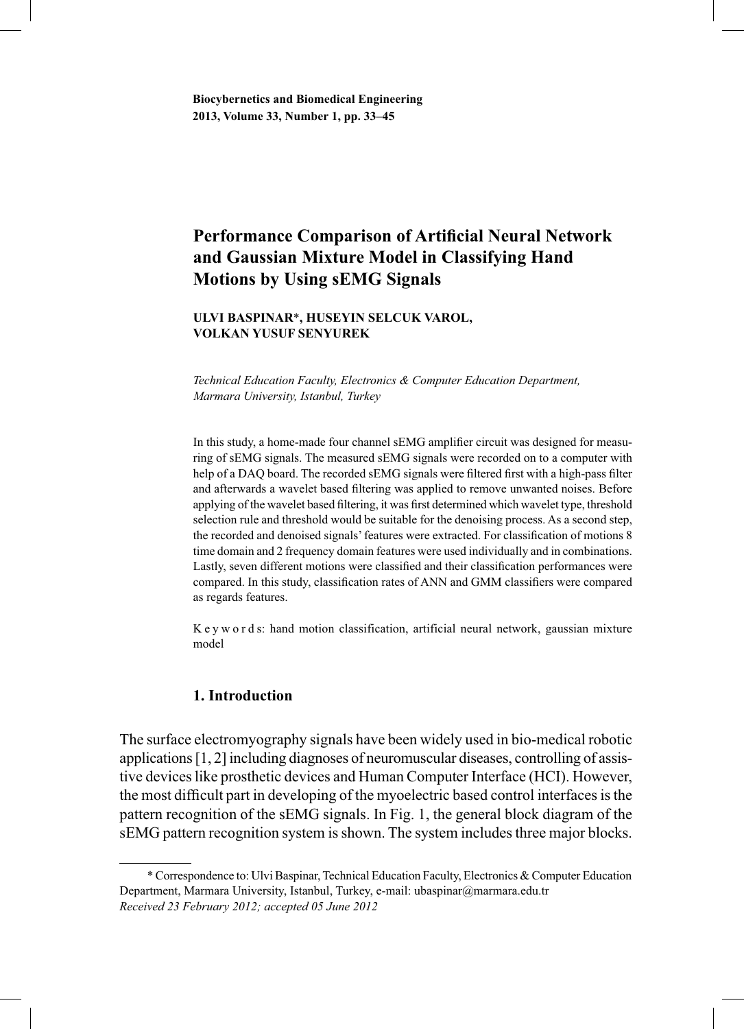# Performance Comparison of Artificial Neural Network and Gaussian Mixture Model in Classifying Hand Motions by Using sEMG Signals

**ULVI BASPINAR*, HUSEYIN SELCUK VAROL, VOLKAN YUSUF SENYUREK**

*Technical Education Faculty, Electronics & Computer Education Department, Marmara University, Istanbul, Turkey*

In this study, a home-made four channel sEMG amplifier circuit was designed for measuring of sEMG signals. The measured sEMG signals were recorded on to a computer with help of a DAQ board. The recorded sEMG signals were filtered first with a high-pass filter and afterwards a wavelet based filtering was applied to remove unwanted noises. Before applying of the wavelet based filtering, it was first determined which wavelet type, threshold selection rule and threshold would be suitable for the denoising process. As a second step, the recorded and denoised signals' features were extracted. For classification of motions 8 time domain and 2 frequency domain features were used individually and in combinations. Lastly, seven different motions were classified and their classification performances were compared. In this study, classification rates of ANN and GMM classifiers were compared as regards features.

K e y w o r d s: hand motion classification, artificial neural network, gaussian mixture model

## 1. Introduction

The surface electromyography signals have been widely used in bio-medical robotic applications [1, 2] including diagnoses of neuromuscular diseases, controlling of assistive devices like prosthetic devices and Human Computer Interface (HCI). However, the most difficult part in developing of the myoelectric based control interfaces is the pattern recognition of the sEMG signals. In Fig. 1, the general block diagram of the sEMG pattern recognition system is shown. The system includes three major blocks.

---

* Correspondence to: Ulvi Baspinar, Technical Education Faculty, Electronics & Computer Education Department, Marmara University, Istanbul, Turkey, e-mail: ubaspinar@marmara.edu.tr
*Received 23 February 2012; accepted 05 June 2012*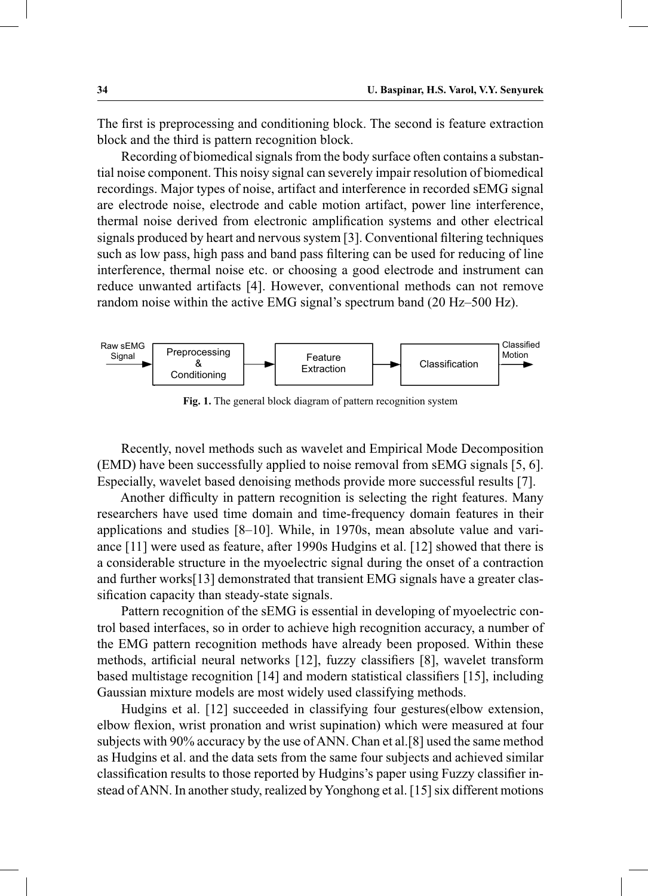The first is preprocessing and conditioning block. The second is feature extraction block and the third is pattern recognition block.

Recording of biomedical signals from the body surface often contains a substantial noise component. This noisy signal can severely impair resolution of biomedical recordings. Major types of noise, artifact and interference in recorded sEMG signal are electrode noise, electrode and cable motion artifact, power line interference, thermal noise derived from electronic amplification systems and other electrical signals produced by heart and nervous system [3]. Conventional filtering techniques such as low pass, high pass and band pass filtering can be used for reducing of line interference, thermal noise etc. or choosing a good electrode and instrument can reduce unwanted artifacts [4]. However, conventional methods can not remove random noise within the active EMG signal's spectrum band (20 Hz–500 Hz).

Raw sEMG Signal → Preprocessing & Conditioning → Feature Extraction → Classification → Classified Motion

**Fig. 1.** The general block diagram of pattern recognition system

Recently, novel methods such as wavelet and Empirical Mode Decomposition (EMD) have been successfully applied to noise removal from sEMG signals [5, 6]. Especially, wavelet based denoising methods provide more successful results [7].

Another difficulty in pattern recognition is selecting the right features. Many researchers have used time domain and time-frequency domain features in their applications and studies [8–10]. While, in 1970s, mean absolute value and variance [11] were used as feature, after 1990s Hudgins et al. [12] showed that there is a considerable structure in the myoelectric signal during the onset of a contraction and further works[13] demonstrated that transient EMG signals have a greater classification capacity than steady-state signals.

Pattern recognition of the sEMG is essential in developing of myoelectric control based interfaces, so in order to achieve high recognition accuracy, a number of the EMG pattern recognition methods have already been proposed. Within these methods, artificial neural networks [12], fuzzy classifiers [8], wavelet transform based multistage recognition [14] and modern statistical classifiers [15], including Gaussian mixture models are most widely used classifying methods.

Hudgins et al. [12] succeeded in classifying four gestures(elbow extension, elbow flexion, wrist pronation and wrist supination) which were measured at four subjects with 90% accuracy by the use of ANN. Chan et al.[8] used the same method as Hudgins et al. and the data sets from the same four subjects and achieved similar classification results to those reported by Hudgins's paper using Fuzzy classifier instead of ANN. In another study, realized by Yonghong et al. [15] six different motions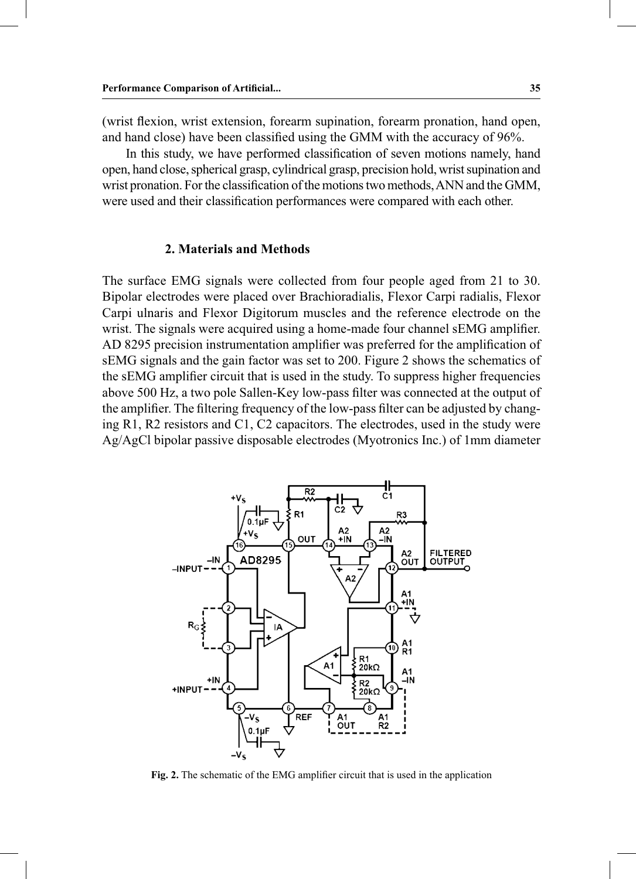(wrist flexion, wrist extension, forearm supination, forearm pronation, hand open, and hand close) have been classified using the GMM with the accuracy of 96%.

In this study, we have performed classification of seven motions namely, hand open, hand close, spherical grasp, cylindrical grasp, precision hold, wrist supination and wrist pronation. For the classification of the motions two methods, ANN and the GMM, were used and their classification performances were compared with each other.

## 2. Materials and Methods

The surface EMG signals were collected from four people aged from 21 to 30. Bipolar electrodes were placed over Brachioradialis, Flexor Carpi radialis, Flexor Carpi ulnaris and Flexor Digitorum muscles and the reference electrode on the wrist. The signals were acquired using a home-made four channel sEMG amplifier. AD 8295 precision instrumentation amplifier was preferred for the amplification of sEMG signals and the gain factor was set to 200. Figure 2 shows the schematics of the sEMG amplifier circuit that is used in the study. To suppress higher frequencies above 500 Hz, a two pole Sallen-Key low-pass filter was connected at the output of the amplifier. The filtering frequency of the low-pass filter can be adjusted by changing R1, R2 resistors and C1, C2 capacitors. The electrodes, used in the study were Ag/AgCl bipolar passive disposable electrodes (Myotronics Inc.) of 1mm diameter

**Fig. 2.** The schematic of the EMG amplifier circuit that is used in the application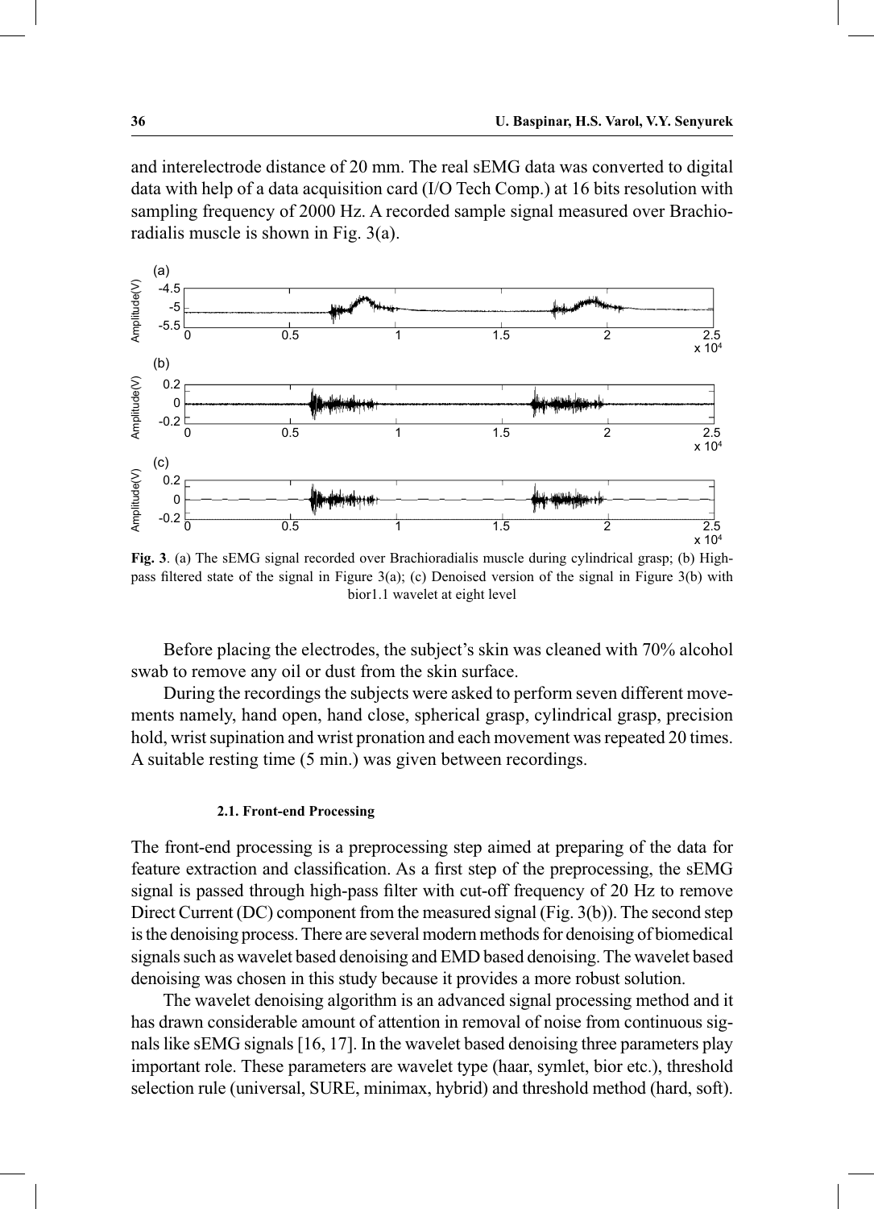and interelectrode distance of 20 mm. The real sEMG data was converted to digital data with help of a data acquisition card (I/O Tech Comp.) at 16 bits resolution with sampling frequency of 2000 Hz. A recorded sample signal measured over Brachioradialis muscle is shown in Fig. 3(a).

**Fig. 3**. (a) The sEMG signal recorded over Brachioradialis muscle during cylindrical grasp; (b) High-pass filtered state of the signal in Figure 3(a); (c) Denoised version of the signal in Figure 3(b) with bior1.1 wavelet at eight level

Before placing the electrodes, the subject's skin was cleaned with 70% alcohol swab to remove any oil or dust from the skin surface.

During the recordings the subjects were asked to perform seven different movements namely, hand open, hand close, spherical grasp, cylindrical grasp, precision hold, wrist supination and wrist pronation and each movement was repeated 20 times. A suitable resting time (5 min.) was given between recordings.

### 2.1. Front-end Processing

The front-end processing is a preprocessing step aimed at preparing of the data for feature extraction and classification. As a first step of the preprocessing, the sEMG signal is passed through high-pass filter with cut-off frequency of 20 Hz to remove Direct Current (DC) component from the measured signal (Fig. 3(b)). The second step is the denoising process. There are several modern methods for denoising of biomedical signals such as wavelet based denoising and EMD based denoising. The wavelet based denoising was chosen in this study because it provides a more robust solution.

The wavelet denoising algorithm is an advanced signal processing method and it has drawn considerable amount of attention in removal of noise from continuous signals like sEMG signals [16, 17]. In the wavelet based denoising three parameters play important role. These parameters are wavelet type (haar, symlet, bior etc.), threshold selection rule (universal, SURE, minimax, hybrid) and threshold method (hard, soft).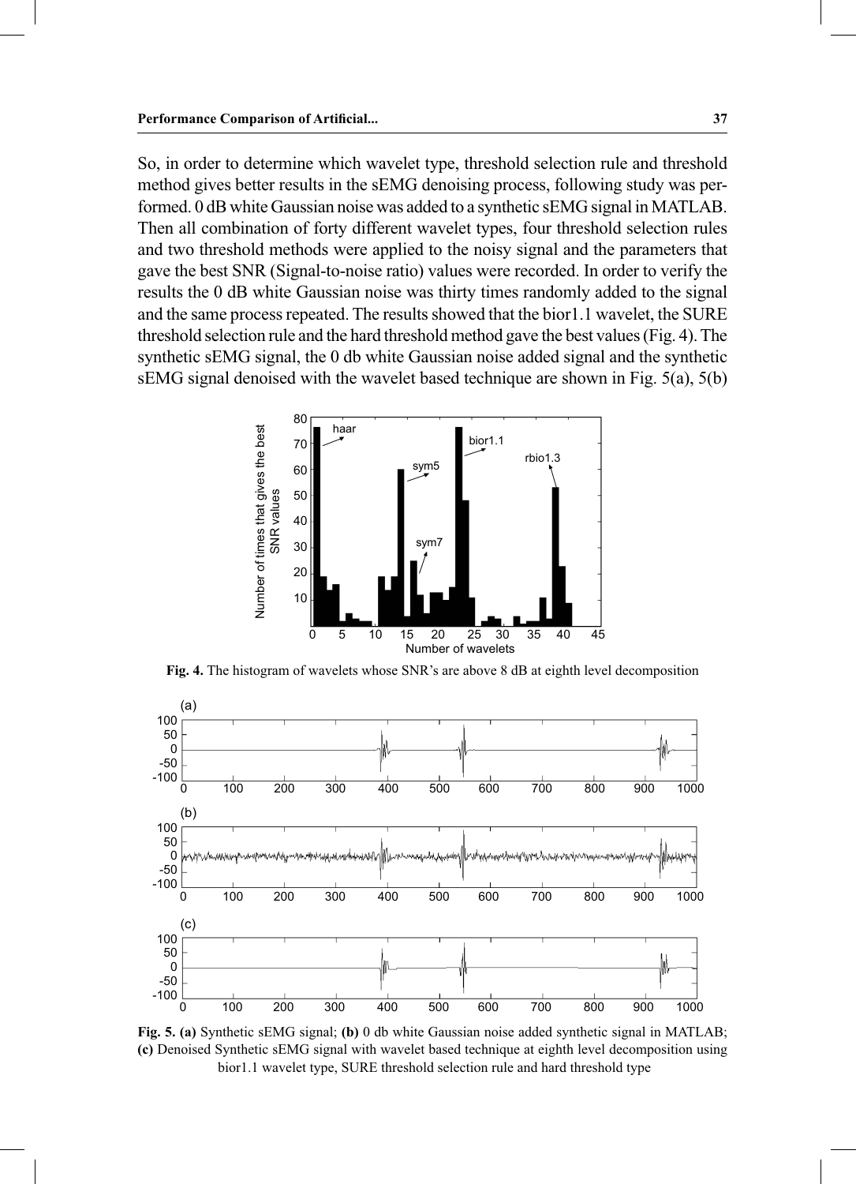So, in order to determine which wavelet type, threshold selection rule and threshold method gives better results in the sEMG denoising process, following study was performed. 0 dB white Gaussian noise was added to a synthetic sEMG signal in MATLAB. Then all combination of forty different wavelet types, four threshold selection rules and two threshold methods were applied to the noisy signal and the parameters that gave the best SNR (Signal-to-noise ratio) values were recorded. In order to verify the results the 0 dB white Gaussian noise was thirty times randomly added to the signal and the same process repeated. The results showed that the bior1.1 wavelet, the SURE threshold selection rule and the hard threshold method gave the best values (Fig. 4). The synthetic sEMG signal, the 0 db white Gaussian noise added signal and the synthetic sEMG signal denoised with the wavelet based technique are shown in Fig. 5(a), 5(b)

**Fig. 4.** The histogram of wavelets whose SNR's are above 8 dB at eighth level decomposition

**Fig. 5. (a)** Synthetic sEMG signal; **(b)** 0 db white Gaussian noise added synthetic signal in MATLAB; **(c)** Denoised Synthetic sEMG signal with wavelet based technique at eighth level decomposition using bior1.1 wavelet type, SURE threshold selection rule and hard threshold type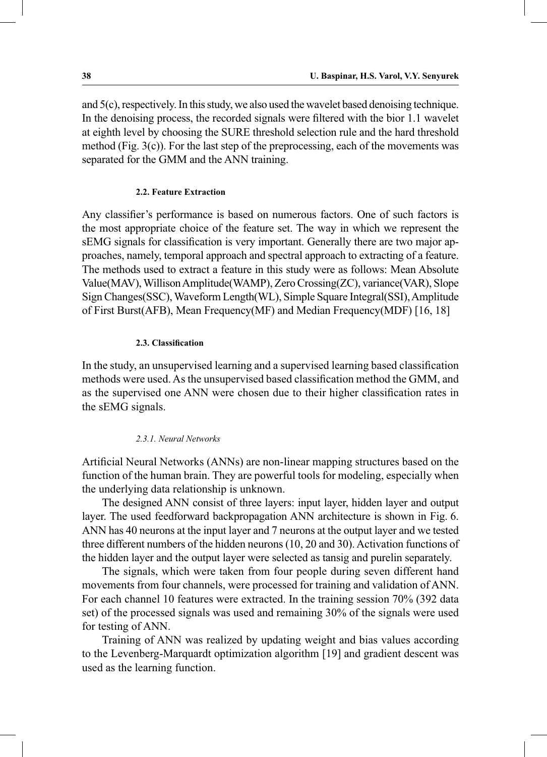and 5(c), respectively. In this study, we also used the wavelet based denoising technique. In the denoising process, the recorded signals were filtered with the bior 1.1 wavelet at eighth level by choosing the SURE threshold selection rule and the hard threshold method (Fig. 3(c)). For the last step of the preprocessing, each of the movements was separated for the GMM and the ANN training.

### 2.2. Feature Extraction

Any classifier's performance is based on numerous factors. One of such factors is the most appropriate choice of the feature set. The way in which we represent the sEMG signals for classification is very important. Generally there are two major approaches, namely, temporal approach and spectral approach to extracting of a feature. The methods used to extract a feature in this study were as follows: Mean Absolute Value(MAV), Willison Amplitude(WAMP), Zero Crossing(ZC), variance(VAR), Slope Sign Changes(SSC), Waveform Length(WL), Simple Square Integral(SSI), Amplitude of First Burst(AFB), Mean Frequency(MF) and Median Frequency(MDF) [16, 18]

### 2.3. Classification

In the study, an unsupervised learning and a supervised learning based classification methods were used. As the unsupervised based classification method the GMM, and as the supervised one ANN were chosen due to their higher classification rates in the sEMG signals.

#### *2.3.1. Neural Networks*

Artificial Neural Networks (ANNs) are non-linear mapping structures based on the function of the human brain. They are powerful tools for modeling, especially when the underlying data relationship is unknown.

The designed ANN consist of three layers: input layer, hidden layer and output layer. The used feedforward backpropagation ANN architecture is shown in Fig. 6. ANN has 40 neurons at the input layer and 7 neurons at the output layer and we tested three different numbers of the hidden neurons (10, 20 and 30). Activation functions of the hidden layer and the output layer were selected as tansig and purelin separately.

The signals, which were taken from four people during seven different hand movements from four channels, were processed for training and validation of ANN. For each channel 10 features were extracted. In the training session 70% (392 data set) of the processed signals was used and remaining 30% of the signals were used for testing of ANN.

Training of ANN was realized by updating weight and bias values according to the Levenberg-Marquardt optimization algorithm [19] and gradient descent was used as the learning function.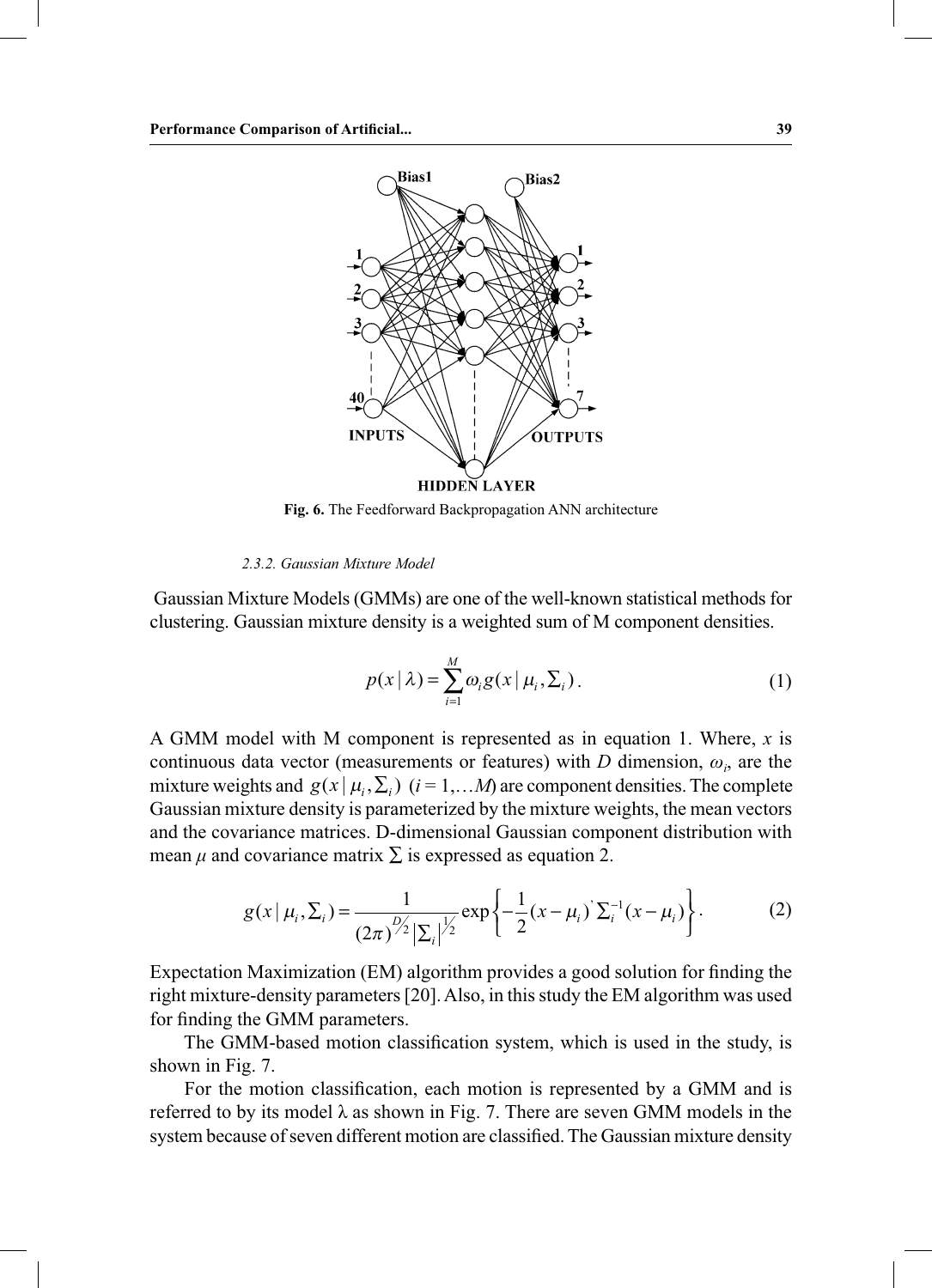Fig. 6. The Feedforward Backpropagation ANN architecture

#### 2.3.2. Gaussian Mixture Model

Gaussian Mixture Models (GMMs) are one of the well-known statistical methods for clustering. Gaussian mixture density is a weighted sum of M component densities.

$$p(x \mid \lambda) = \sum_{i=1}^{M} \omega_i g(x \mid \mu_i, \Sigma_i). \tag{1}$$

A GMM model with M component is represented as in equation 1. Where, $x$ is continuous data vector (measurements or features) with $D$ dimension, $\omega_i$, are the mixture weights and $g(x \mid \mu_i, \Sigma_i)$ $(i = 1, \ldots M)$ are component densities. The complete Gaussian mixture density is parameterized by the mixture weights, the mean vectors and the covariance matrices. D-dimensional Gaussian component distribution with mean $\mu$ and covariance matrix $\Sigma$ is expressed as equation 2.

$$g(x \mid \mu_i, \Sigma_i) = \frac{1}{(2\pi)^{D/2} |\Sigma_i|^{1/2}} \exp\left\{ -\frac{1}{2} (x - \mu_i)' \Sigma_i^{-1} (x - \mu_i) \right\}. \tag{2}$$

Expectation Maximization (EM) algorithm provides a good solution for finding the right mixture-density parameters [20]. Also, in this study the EM algorithm was used for finding the GMM parameters.

The GMM-based motion classification system, which is used in the study, is shown in Fig. 7.

For the motion classification, each motion is represented by a GMM and is referred to by its model λ as shown in Fig. 7. There are seven GMM models in the system because of seven different motion are classified. The Gaussian mixture density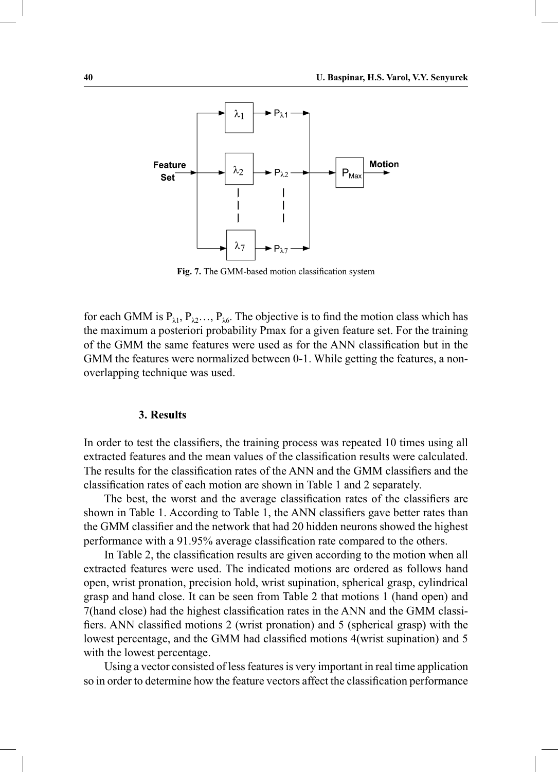Fig. 7. The GMM-based motion classification system

for each GMM is $P_{\lambda 1}$, $P_{\lambda 2}$…, $P_{\lambda 6}$. The objective is to find the motion class which has the maximum a posteriori probability Pmax for a given feature set. For the training of the GMM the same features were used as for the ANN classification but in the GMM the features were normalized between 0-1. While getting the features, a non-overlapping technique was used.

## 3. Results

In order to test the classifiers, the training process was repeated 10 times using all extracted features and the mean values of the classification results were calculated. The results for the classification rates of the ANN and the GMM classifiers and the classification rates of each motion are shown in Table 1 and 2 separately.

The best, the worst and the average classification rates of the classifiers are shown in Table 1. According to Table 1, the ANN classifiers gave better rates than the GMM classifier and the network that had 20 hidden neurons showed the highest performance with a 91.95% average classification rate compared to the others.

In Table 2, the classification results are given according to the motion when all extracted features were used. The indicated motions are ordered as follows hand open, wrist pronation, precision hold, wrist supination, spherical grasp, cylindrical grasp and hand close. It can be seen from Table 2 that motions 1 (hand open) and 7(hand close) had the highest classification rates in the ANN and the GMM classifiers. ANN classified motions 2 (wrist pronation) and 5 (spherical grasp) with the lowest percentage, and the GMM had classified motions 4(wrist supination) and 5 with the lowest percentage.

Using a vector consisted of less features is very important in real time application so in order to determine how the feature vectors affect the classification performance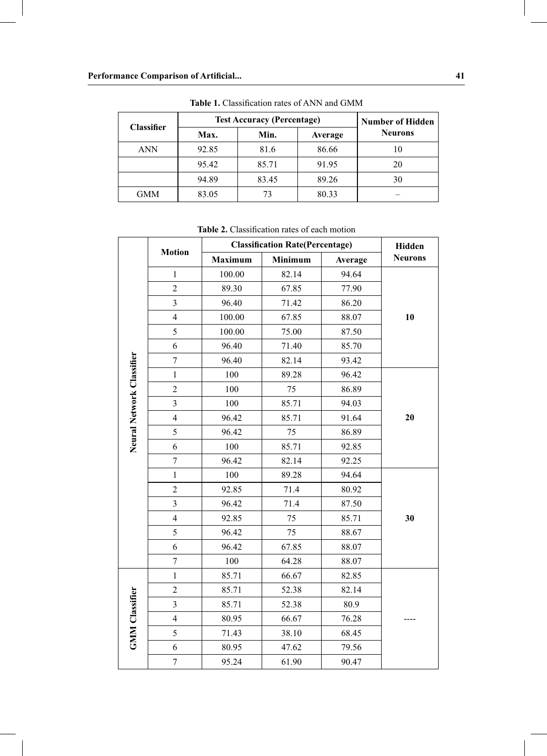**Table 1.** Classification rates of ANN and GMM

| Classifier | Test Accuracy (Percentage) | | | Number of Hidden Neurons |
|---|---|---|---|---|
| | Max. | Min. | Average | |
| ANN | 92.85 | 81.6 | 86.66 | 10 |
| | 95.42 | 85.71 | 91.95 | 20 |
| | 94.89 | 83.45 | 89.26 | 30 |
| GMM | 83.05 | 73 | 80.33 | – |

**Table 2.** Classification rates of each motion

| | Motion | Classification Rate(Percentage) | | | Hidden Neurons |
|---|---|---|---|---|---|
| | | Maximum | Minimum | Average | |
| Neural Network Classifier | 1 | 100.00 | 82.14 | 94.64 | **10** |
| | 2 | 89.30 | 67.85 | 77.90 | |
| | 3 | 96.40 | 71.42 | 86.20 | |
| | 4 | 100.00 | 67.85 | 88.07 | |
| | 5 | 100.00 | 75.00 | 87.50 | |
| | 6 | 96.40 | 71.40 | 85.70 | |
| | 7 | 96.40 | 82.14 | 93.42 | |
| | 1 | 100 | 89.28 | 96.42 | **20** |
| | 2 | 100 | 75 | 86.89 | |
| | 3 | 100 | 85.71 | 94.03 | |
| | 4 | 96.42 | 85.71 | 91.64 | |
| | 5 | 96.42 | 75 | 86.89 | |
| | 6 | 100 | 85.71 | 92.85 | |
| | 7 | 96.42 | 82.14 | 92.25 | |
| | 1 | 100 | 89.28 | 94.64 | **30** |
| | 2 | 92.85 | 71.4 | 80.92 | |
| | 3 | 96.42 | 71.4 | 87.50 | |
| | 4 | 92.85 | 75 | 85.71 | |
| | 5 | 96.42 | 75 | 88.67 | |
| | 6 | 96.42 | 67.85 | 88.07 | |
| | 7 | 100 | 64.28 | 88.07 | |
| GMM Classifier | 1 | 85.71 | 66.67 | 82.85 | ---- |
| | 2 | 85.71 | 52.38 | 82.14 | |
| | 3 | 85.71 | 52.38 | 80.9 | |
| | 4 | 80.95 | 66.67 | 76.28 | |
| | 5 | 71.43 | 38.10 | 68.45 | |
| | 6 | 80.95 | 47.62 | 79.56 | |
| | 7 | 95.24 | 61.90 | 90.47 | |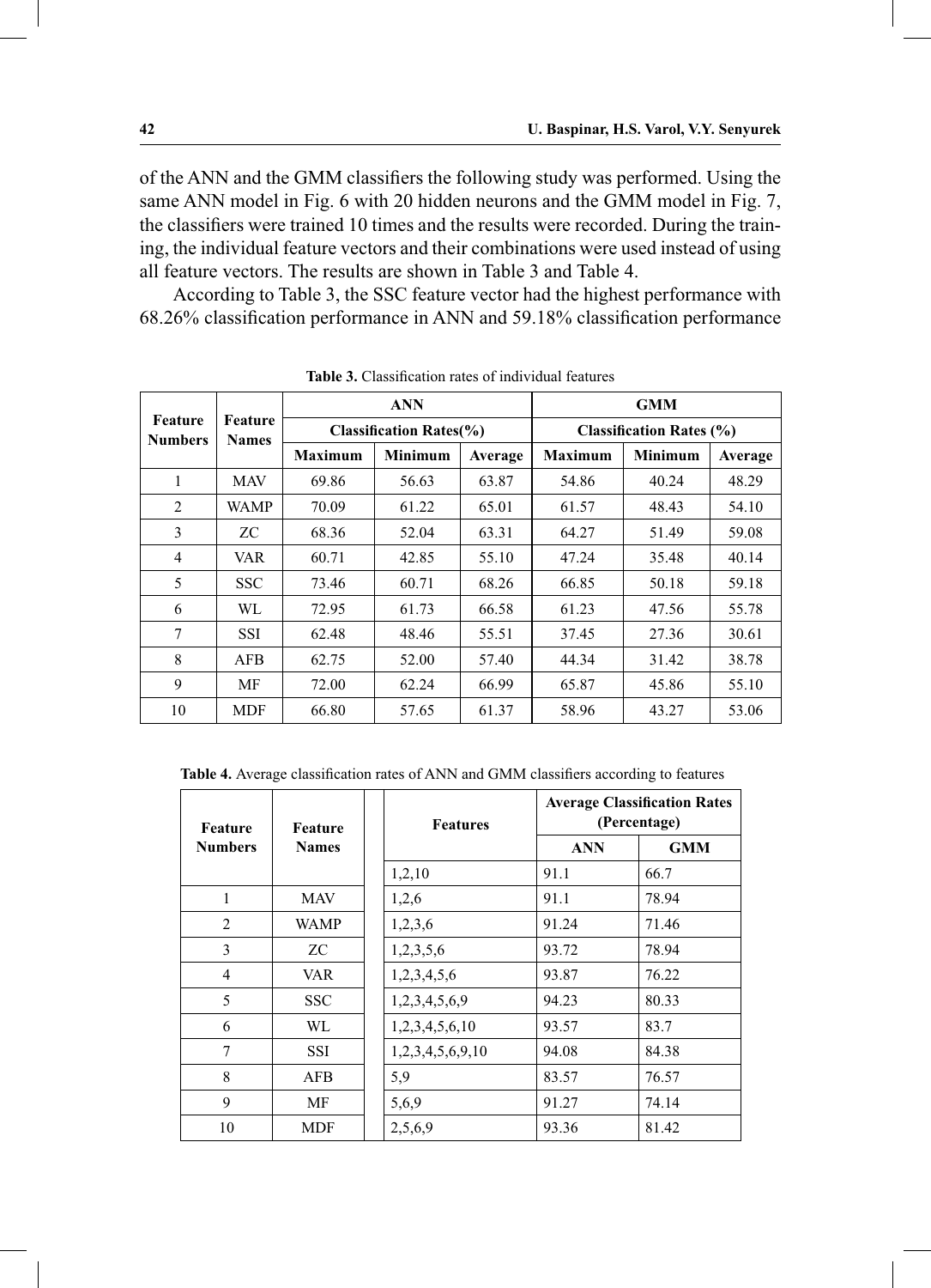of the ANN and the GMM classifiers the following study was performed. Using the same ANN model in Fig. 6 with 20 hidden neurons and the GMM model in Fig. 7, the classifiers were trained 10 times and the results were recorded. During the training, the individual feature vectors and their combinations were used instead of using all feature vectors. The results are shown in Table 3 and Table 4.

According to Table 3, the SSC feature vector had the highest performance with 68.26% classification performance in ANN and 59.18% classification performance

**Table 3.** Classification rates of individual features

| Feature Numbers | Feature Names | ANN | | | GMM | | |
|---|---|---|---|---|---|---|---|
| | | Classification Rates(%) | | | Classification Rates (%) | | |
| | | Maximum | Minimum | Average | Maximum | Minimum | Average |
| 1 | MAV | 69.86 | 56.63 | 63.87 | 54.86 | 40.24 | 48.29 |
| 2 | WAMP | 70.09 | 61.22 | 65.01 | 61.57 | 48.43 | 54.10 |
| 3 | ZC | 68.36 | 52.04 | 63.31 | 64.27 | 51.49 | 59.08 |
| 4 | VAR | 60.71 | 42.85 | 55.10 | 47.24 | 35.48 | 40.14 |
| 5 | SSC | 73.46 | 60.71 | 68.26 | 66.85 | 50.18 | 59.18 |
| 6 | WL | 72.95 | 61.73 | 66.58 | 61.23 | 47.56 | 55.78 |
| 7 | SSI | 62.48 | 48.46 | 55.51 | 37.45 | 27.36 | 30.61 |
| 8 | AFB | 62.75 | 52.00 | 57.40 | 44.34 | 31.42 | 38.78 |
| 9 | MF | 72.00 | 62.24 | 66.99 | 65.87 | 45.86 | 55.10 |
| 10 | MDF | 66.80 | 57.65 | 61.37 | 58.96 | 43.27 | 53.06 |

**Table 4.** Average classification rates of ANN and GMM classifiers according to features

| Feature Numbers | Feature Names | | Features | Average Classification Rates (Percentage) | |
|---|---|---|---|---|---|
| | | | | ANN | GMM |
| | | | 1,2,10 | 91.1 | 66.7 |
| 1 | MAV | | 1,2,6 | 91.1 | 78.94 |
| 2 | WAMP | | 1,2,3,6 | 91.24 | 71.46 |
| 3 | ZC | | 1,2,3,5,6 | 93.72 | 78.94 |
| 4 | VAR | | 1,2,3,4,5,6 | 93.87 | 76.22 |
| 5 | SSC | | 1,2,3,4,5,6,9 | 94.23 | 80.33 |
| 6 | WL | | 1,2,3,4,5,6,10 | 93.57 | 83.7 |
| 7 | SSI | | 1,2,3,4,5,6,9,10 | 94.08 | 84.38 |
| 8 | AFB | | 5,9 | 83.57 | 76.57 |
| 9 | MF | | 5,6,9 | 91.27 | 74.14 |
| 10 | MDF | | 2,5,6,9 | 93.36 | 81.42 |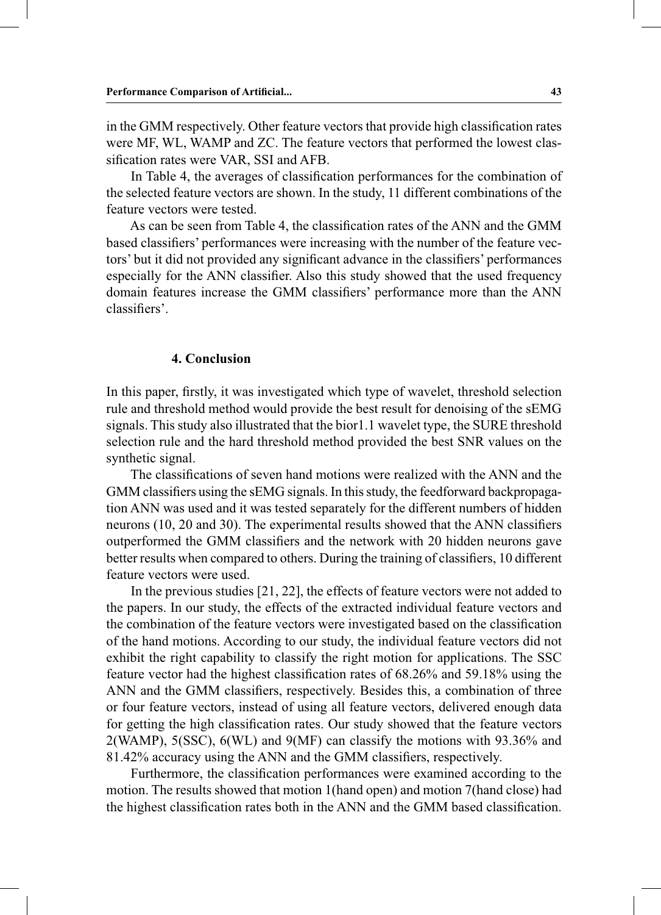in the GMM respectively. Other feature vectors that provide high classification rates were MF, WL, WAMP and ZC. The feature vectors that performed the lowest classification rates were VAR, SSI and AFB.

In Table 4, the averages of classification performances for the combination of the selected feature vectors are shown. In the study, 11 different combinations of the feature vectors were tested.

As can be seen from Table 4, the classification rates of the ANN and the GMM based classifiers' performances were increasing with the number of the feature vectors' but it did not provided any significant advance in the classifiers' performances especially for the ANN classifier. Also this study showed that the used frequency domain features increase the GMM classifiers' performance more than the ANN classifiers'.

## 4. Conclusion

In this paper, firstly, it was investigated which type of wavelet, threshold selection rule and threshold method would provide the best result for denoising of the sEMG signals. This study also illustrated that the bior1.1 wavelet type, the SURE threshold selection rule and the hard threshold method provided the best SNR values on the synthetic signal.

The classifications of seven hand motions were realized with the ANN and the GMM classifiers using the sEMG signals. In this study, the feedforward backpropagation ANN was used and it was tested separately for the different numbers of hidden neurons (10, 20 and 30). The experimental results showed that the ANN classifiers outperformed the GMM classifiers and the network with 20 hidden neurons gave better results when compared to others. During the training of classifiers, 10 different feature vectors were used.

In the previous studies [21, 22], the effects of feature vectors were not added to the papers. In our study, the effects of the extracted individual feature vectors and the combination of the feature vectors were investigated based on the classification of the hand motions. According to our study, the individual feature vectors did not exhibit the right capability to classify the right motion for applications. The SSC feature vector had the highest classification rates of 68.26% and 59.18% using the ANN and the GMM classifiers, respectively. Besides this, a combination of three or four feature vectors, instead of using all feature vectors, delivered enough data for getting the high classification rates. Our study showed that the feature vectors 2(WAMP), 5(SSC), 6(WL) and 9(MF) can classify the motions with 93.36% and 81.42% accuracy using the ANN and the GMM classifiers, respectively.

Furthermore, the classification performances were examined according to the motion. The results showed that motion 1(hand open) and motion 7(hand close) had the highest classification rates both in the ANN and the GMM based classification.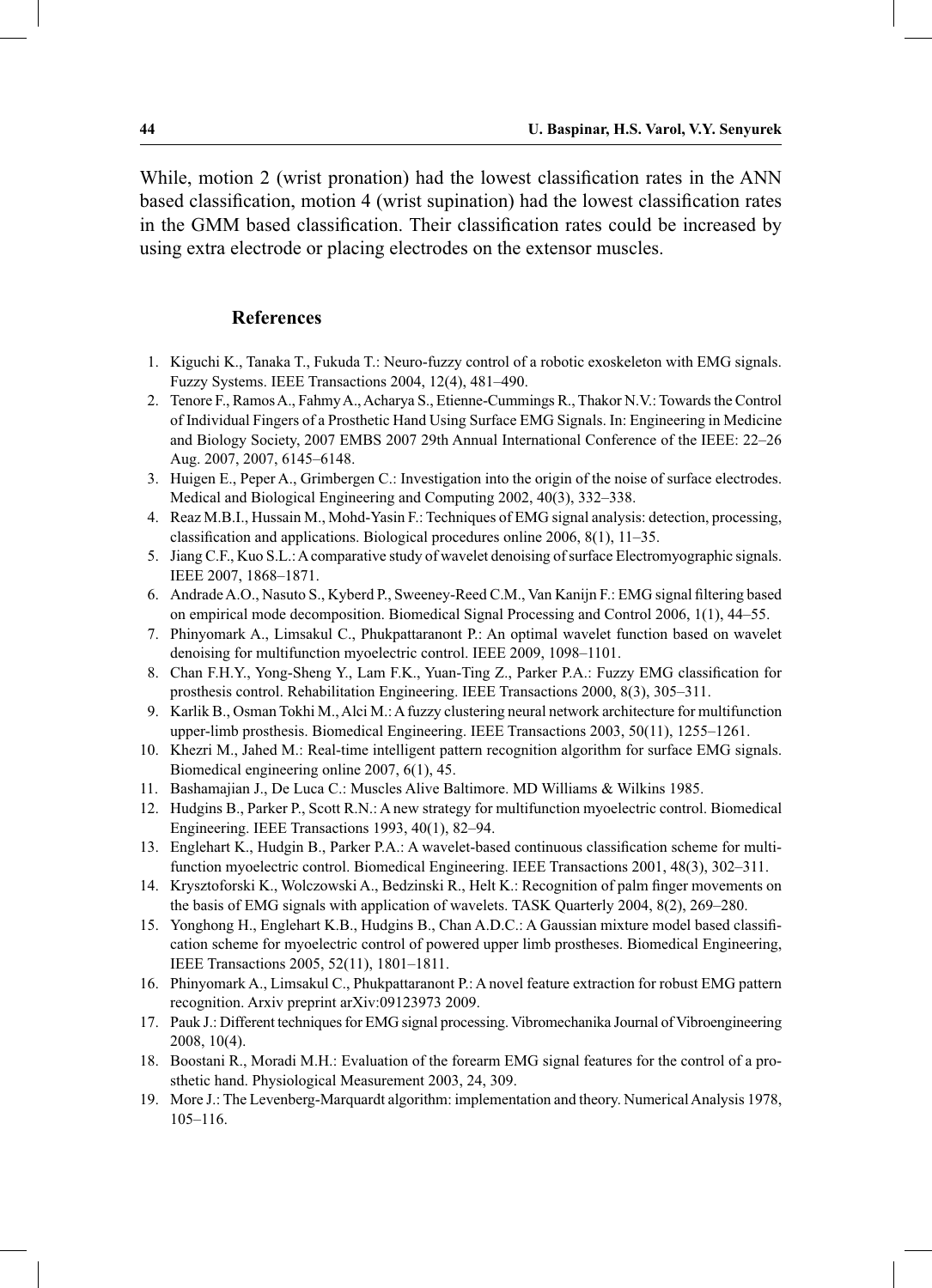While, motion 2 (wrist pronation) had the lowest classification rates in the ANN based classification, motion 4 (wrist supination) had the lowest classification rates in the GMM based classification. Their classification rates could be increased by using extra electrode or placing electrodes on the extensor muscles.

## References

1. Kiguchi K., Tanaka T., Fukuda T.: Neuro-fuzzy control of a robotic exoskeleton with EMG signals. Fuzzy Systems. IEEE Transactions 2004, 12(4), 481–490.
2. Tenore F., Ramos A., Fahmy A., Acharya S., Etienne-Cummings R., Thakor N.V.: Towards the Control of Individual Fingers of a Prosthetic Hand Using Surface EMG Signals. In: Engineering in Medicine and Biology Society, 2007 EMBS 2007 29th Annual International Conference of the IEEE: 22–26 Aug. 2007, 2007, 6145–6148.
3. Huigen E., Peper A., Grimbergen C.: Investigation into the origin of the noise of surface electrodes. Medical and Biological Engineering and Computing 2002, 40(3), 332–338.
4. Reaz M.B.I., Hussain M., Mohd-Yasin F.: Techniques of EMG signal analysis: detection, processing, classification and applications. Biological procedures online 2006, 8(1), 11–35.
5. Jiang C.F., Kuo S.L.: A comparative study of wavelet denoising of surface Electromyographic signals. IEEE 2007, 1868–1871.
6. Andrade A.O., Nasuto S., Kyberd P., Sweeney-Reed C.M., Van Kanijn F.: EMG signal filtering based on empirical mode decomposition. Biomedical Signal Processing and Control 2006, 1(1), 44–55.
7. Phinyomark A., Limsakul C., Phukpattaranont P.: An optimal wavelet function based on wavelet denoising for multifunction myoelectric control. IEEE 2009, 1098–1101.
8. Chan F.H.Y., Yong-Sheng Y., Lam F.K., Yuan-Ting Z., Parker P.A.: Fuzzy EMG classification for prosthesis control. Rehabilitation Engineering. IEEE Transactions 2000, 8(3), 305–311.
9. Karlik B., Osman Tokhi M., Alci M.: A fuzzy clustering neural network architecture for multifunction upper-limb prosthesis. Biomedical Engineering. IEEE Transactions 2003, 50(11), 1255–1261.
10. Khezri M., Jahed M.: Real-time intelligent pattern recognition algorithm for surface EMG signals. Biomedical engineering online 2007, 6(1), 45.
11. Bashamajian J., De Luca C.: Muscles Alive Baltimore. MD Williams & Wilkins 1985.
12. Hudgins B., Parker P., Scott R.N.: A new strategy for multifunction myoelectric control. Biomedical Engineering. IEEE Transactions 1993, 40(1), 82–94.
13. Englehart K., Hudgin B., Parker P.A.: A wavelet-based continuous classification scheme for multifunction myoelectric control. Biomedical Engineering. IEEE Transactions 2001, 48(3), 302–311.
14. Krysztoforski K., Wolczowski A., Bedzinski R., Helt K.: Recognition of palm finger movements on the basis of EMG signals with application of wavelets. TASK Quarterly 2004, 8(2), 269–280.
15. Yonghong H., Englehart K.B., Hudgins B., Chan A.D.C.: A Gaussian mixture model based classification scheme for myoelectric control of powered upper limb prostheses. Biomedical Engineering, IEEE Transactions 2005, 52(11), 1801–1811.
16. Phinyomark A., Limsakul C., Phukpattaranont P.: A novel feature extraction for robust EMG pattern recognition. Arxiv preprint arXiv:09123973 2009.
17. Pauk J.: Different techniques for EMG signal processing. Vibromechanika Journal of Vibroengineering 2008, 10(4).
18. Boostani R., Moradi M.H.: Evaluation of the forearm EMG signal features for the control of a prosthetic hand. Physiological Measurement 2003, 24, 309.
19. More J.: The Levenberg-Marquardt algorithm: implementation and theory. Numerical Analysis 1978, 105–116.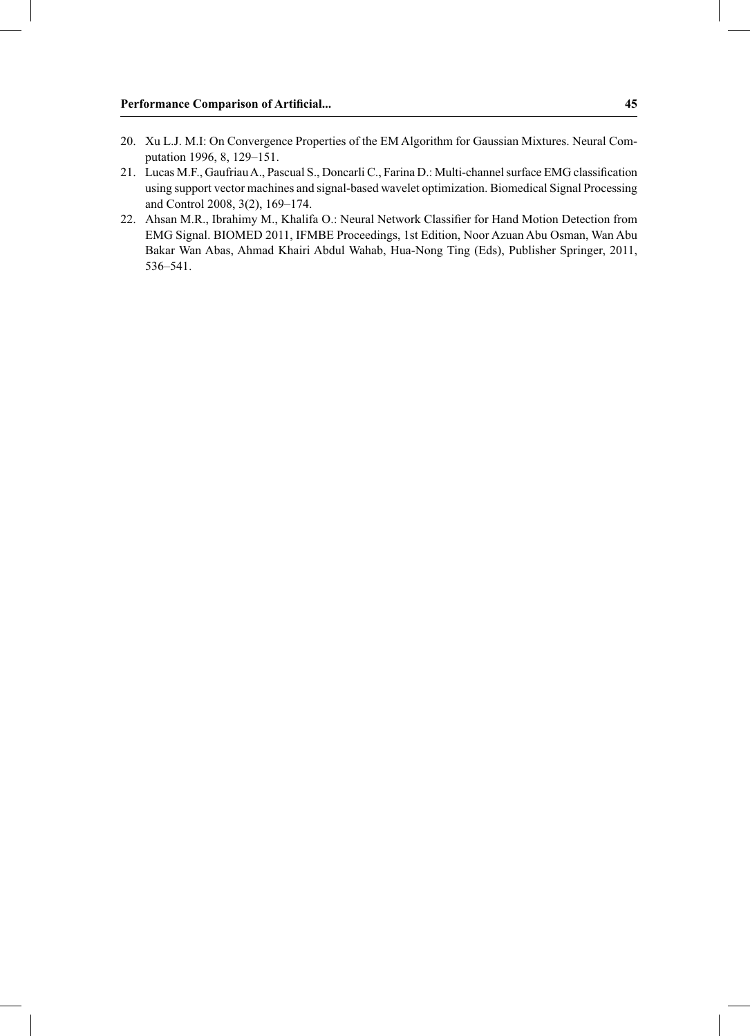20. Xu L.J. M.I: On Convergence Properties of the EM Algorithm for Gaussian Mixtures. Neural Computation 1996, 8, 129–151.
21. Lucas M.F., Gaufriau A., Pascual S., Doncarli C., Farina D.: Multi-channel surface EMG classification using support vector machines and signal-based wavelet optimization. Biomedical Signal Processing and Control 2008, 3(2), 169–174.
22. Ahsan M.R., Ibrahimy M., Khalifa O.: Neural Network Classifier for Hand Motion Detection from EMG Signal. BIOMED 2011, IFMBE Proceedings, 1st Edition, Noor Azuan Abu Osman, Wan Abu Bakar Wan Abas, Ahmad Khairi Abdul Wahab, Hua-Nong Ting (Eds), Publisher Springer, 2011, 536–541.